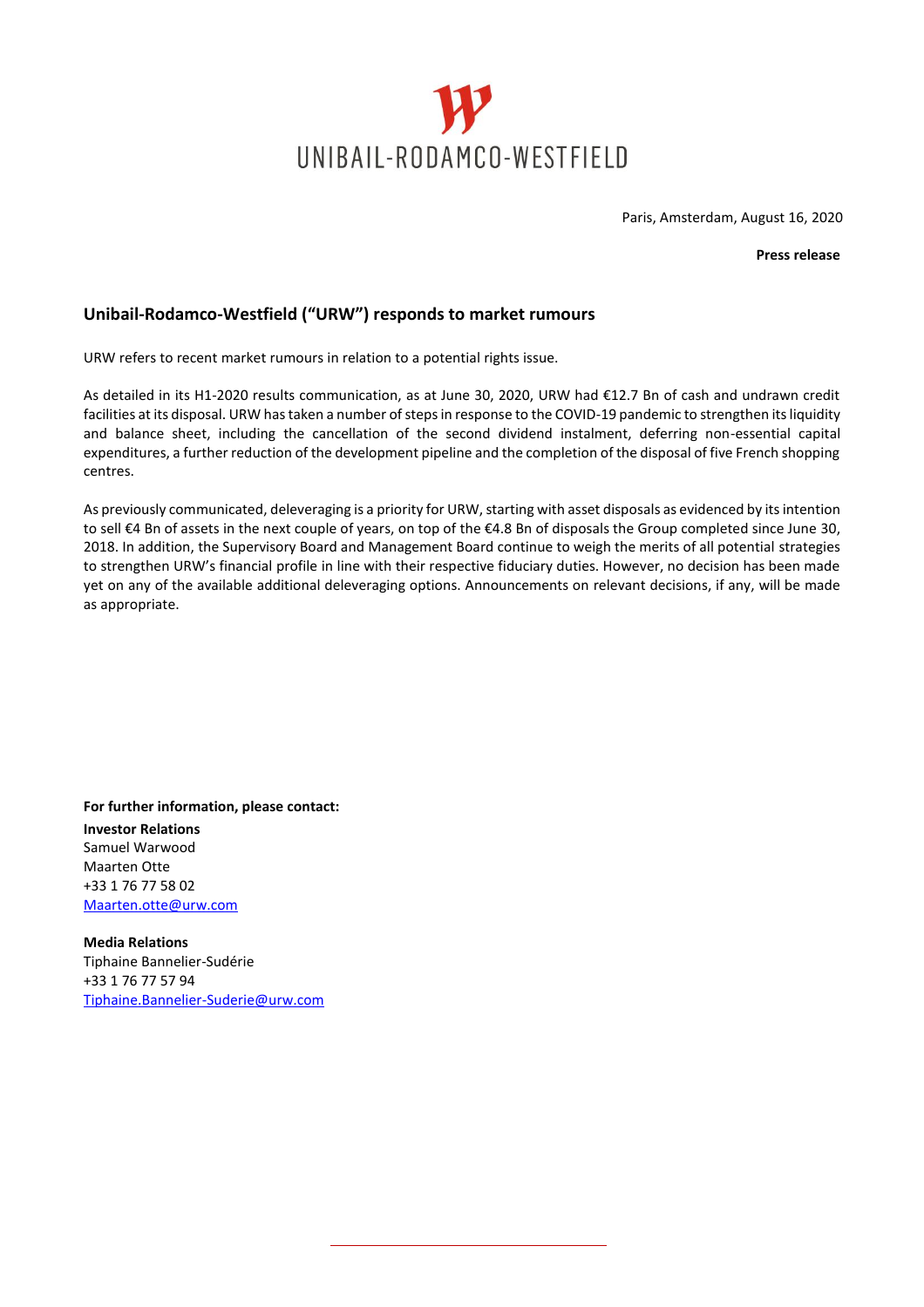UNIBAIL-RODAMCO-WESTFIELD

Paris, Amsterdam, August 16, 2020

**Press release**

## Unibail-Rodamco-Westfield ("URW") responds to market rumours

URW refers to recent market rumours in relation to a potential rights issue.

As detailed in its H1-2020 results communication, as at June 30, 2020, URW had €12.7 Bn of cash and undrawn credit facilities at its disposal. URW has taken a number of steps in response to the COVID-19 pandemic to strengthen its liquidity and balance sheet, including the cancellation of the second dividend instalment, deferring non-essential capital expenditures, a further reduction of the development pipeline and the completion of the disposal of five French shopping centres.

As previously communicated, deleveraging is a priority for URW, starting with asset disposals as evidenced by its intention to sell €4 Bn of assets in the next couple of years, on top of the €4.8 Bn of disposals the Group completed since June 30, 2018. In addition, the Supervisory Board and Management Board continue to weigh the merits of all potential strategies to strengthen URW's financial profile in line with their respective fiduciary duties. However, no decision has been made yet on any of the available additional deleveraging options. Announcements on relevant decisions, if any, will be made as appropriate.

**For further information, please contact:**

**Investor Relations**
Samuel Warwood
Maarten Otte
+33 1 76 77 58 02
Maarten.otte@urw.com

**Media Relations**
Tiphaine Bannelier-Sudérie
+33 1 76 77 57 94
Tiphaine.Bannelier-Suderie@urw.com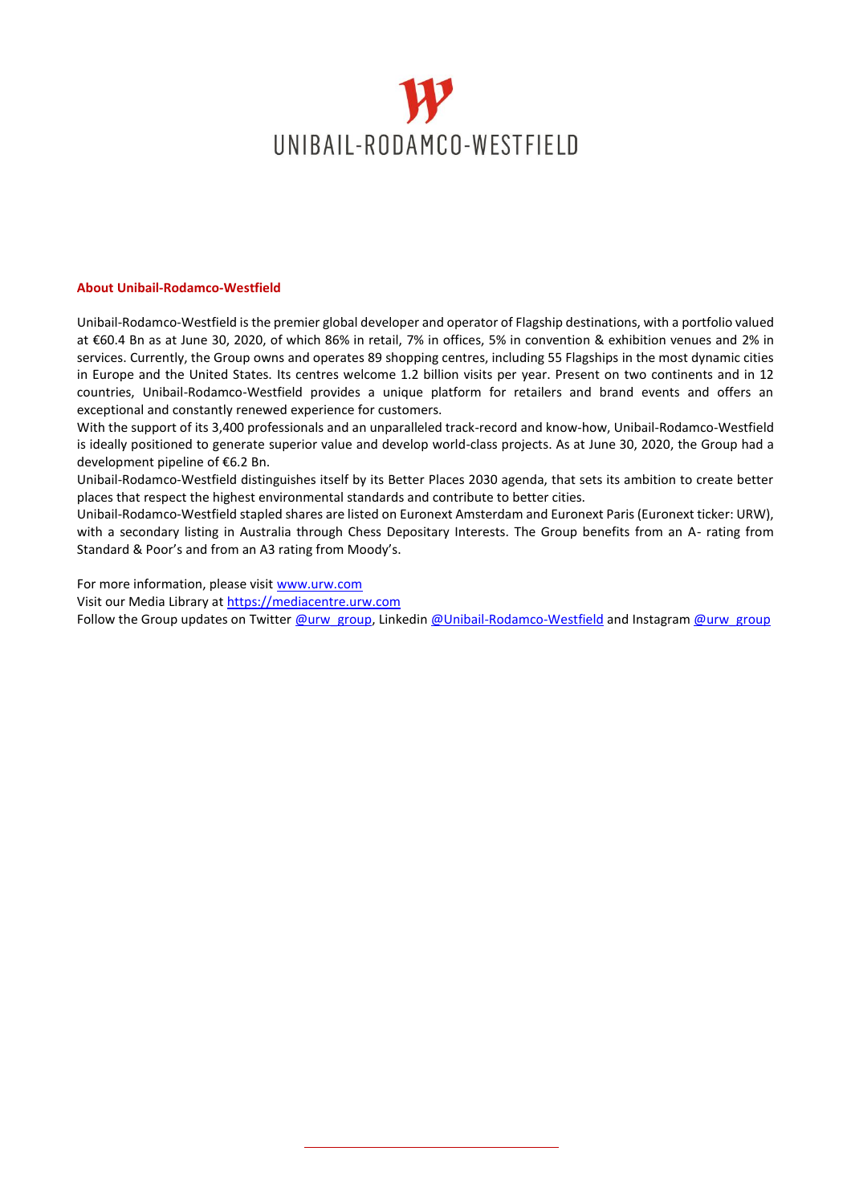UNIBAIL-RODAMCO-WESTFIELD

**About Unibail-Rodamco-Westfield**

Unibail-Rodamco-Westfield is the premier global developer and operator of Flagship destinations, with a portfolio valued at €60.4 Bn as at June 30, 2020, of which 86% in retail, 7% in offices, 5% in convention & exhibition venues and 2% in services. Currently, the Group owns and operates 89 shopping centres, including 55 Flagships in the most dynamic cities in Europe and the United States. Its centres welcome 1.2 billion visits per year. Present on two continents and in 12 countries, Unibail-Rodamco-Westfield provides a unique platform for retailers and brand events and offers an exceptional and constantly renewed experience for customers.
With the support of its 3,400 professionals and an unparalleled track-record and know-how, Unibail-Rodamco-Westfield is ideally positioned to generate superior value and develop world-class projects. As at June 30, 2020, the Group had a development pipeline of €6.2 Bn.
Unibail-Rodamco-Westfield distinguishes itself by its Better Places 2030 agenda, that sets its ambition to create better places that respect the highest environmental standards and contribute to better cities.
Unibail-Rodamco-Westfield stapled shares are listed on Euronext Amsterdam and Euronext Paris (Euronext ticker: URW), with a secondary listing in Australia through Chess Depositary Interests. The Group benefits from an A- rating from Standard & Poor's and from an A3 rating from Moody's.

For more information, please visit [www.urw.com](www.urw.com)
Visit our Media Library at [https://mediacentre.urw.com](https://mediacentre.urw.com)
Follow the Group updates on Twitter @urw_group, Linkedin @Unibail-Rodamco-Westfield and Instagram @urw_group